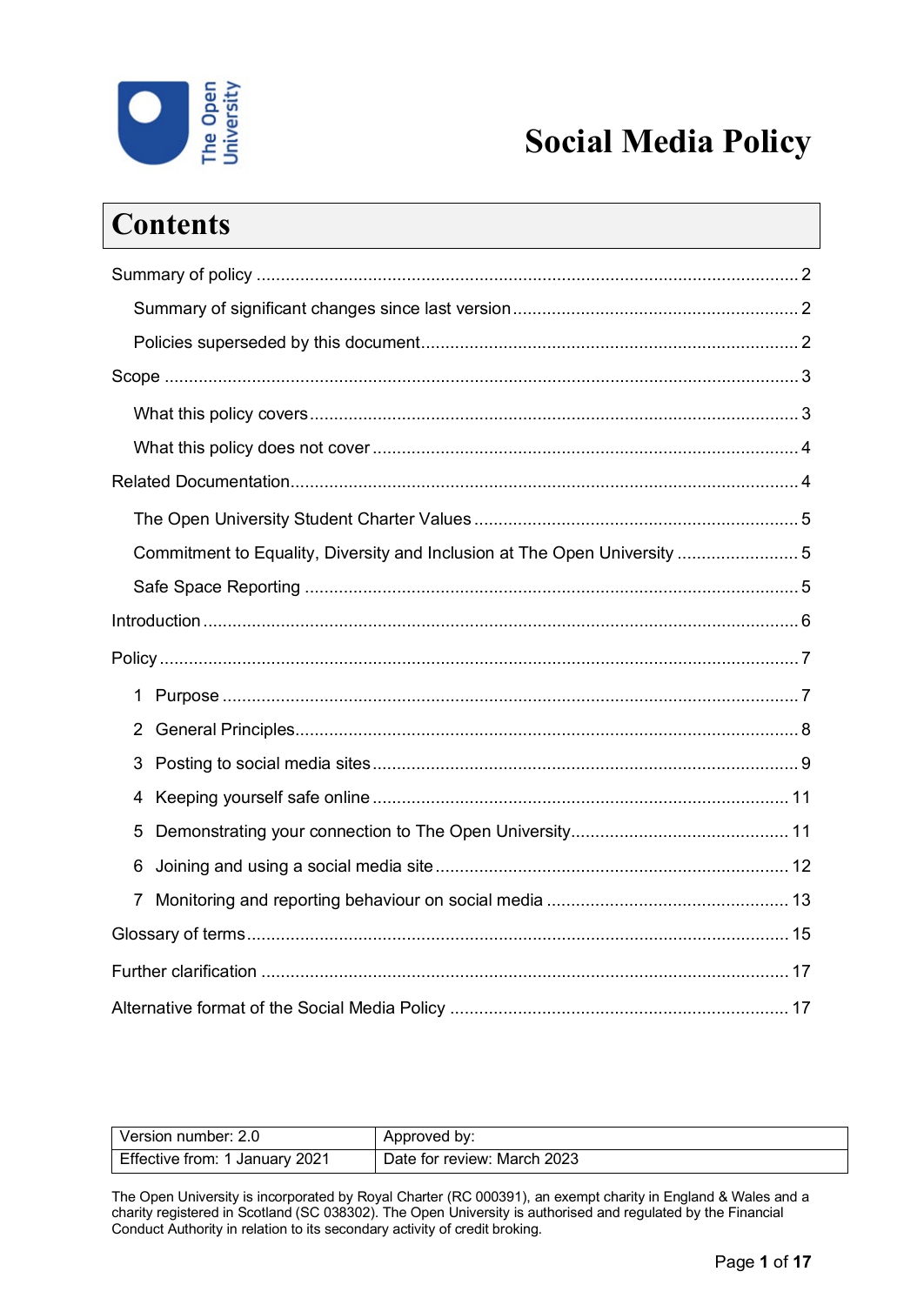# Social Media Policy

## Contents

- Summary of policy ... 2
  - Summary of significant changes since last version ... 2
  - Policies superseded by this document ... 2
- Scope ... 3
  - What this policy covers ... 3
  - What this policy does not cover ... 4
- Related Documentation ... 4
  - The Open University Student Charter Values ... 5
  - Commitment to Equality, Diversity and Inclusion at The Open University ... 5
  - Safe Space Reporting ... 5
- Introduction ... 6
- Policy ... 7
  - 1 Purpose ... 7
  - 2 General Principles ... 8
  - 3 Posting to social media sites ... 9
  - 4 Keeping yourself safe online ... 11
  - 5 Demonstrating your connection to The Open University ... 11
  - 6 Joining and using a social media site ... 12
  - 7 Monitoring and reporting behaviour on social media ... 13
- Glossary of terms ... 15
- Further clarification ... 17
- Alternative format of the Social Media Policy ... 17

| Version number: 2.0 | Approved by: |
|---|---|
| Effective from: 1 January 2021 | Date for review: March 2023 |

The Open University is incorporated by Royal Charter (RC 000391), an exempt charity in England & Wales and a charity registered in Scotland (SC 038302). The Open University is authorised and regulated by the Financial Conduct Authority in relation to its secondary activity of credit broking.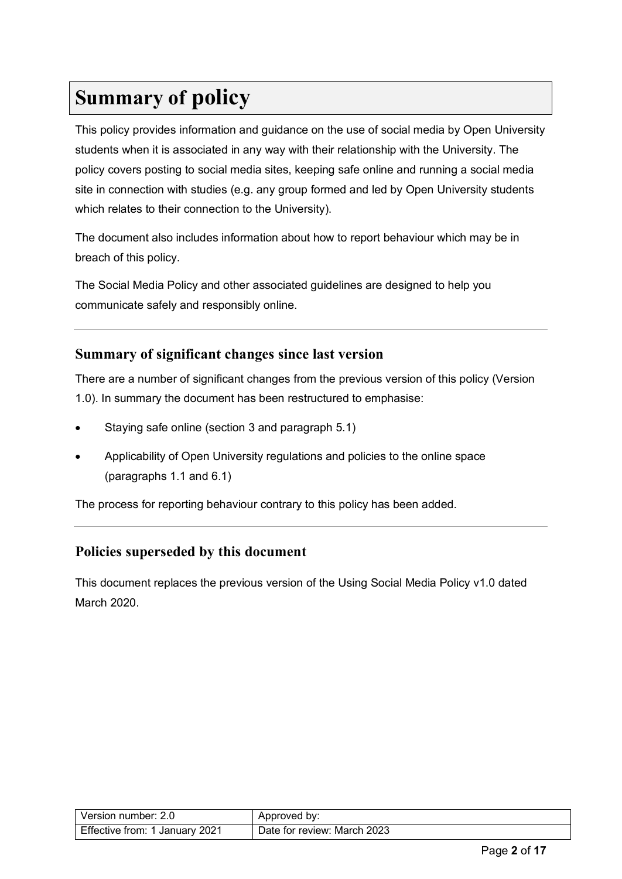# Summary of policy

This policy provides information and guidance on the use of social media by Open University students when it is associated in any way with their relationship with the University. The policy covers posting to social media sites, keeping safe online and running a social media site in connection with studies (e.g. any group formed and led by Open University students which relates to their connection to the University).

The document also includes information about how to report behaviour which may be in breach of this policy.

The Social Media Policy and other associated guidelines are designed to help you communicate safely and responsibly online.

---

## Summary of significant changes since last version

There are a number of significant changes from the previous version of this policy (Version 1.0). In summary the document has been restructured to emphasise:

- Staying safe online (section 3 and paragraph 5.1)
- Applicability of Open University regulations and policies to the online space (paragraphs 1.1 and 6.1)

The process for reporting behaviour contrary to this policy has been added.

---

## Policies superseded by this document

This document replaces the previous version of the Using Social Media Policy v1.0 dated March 2020.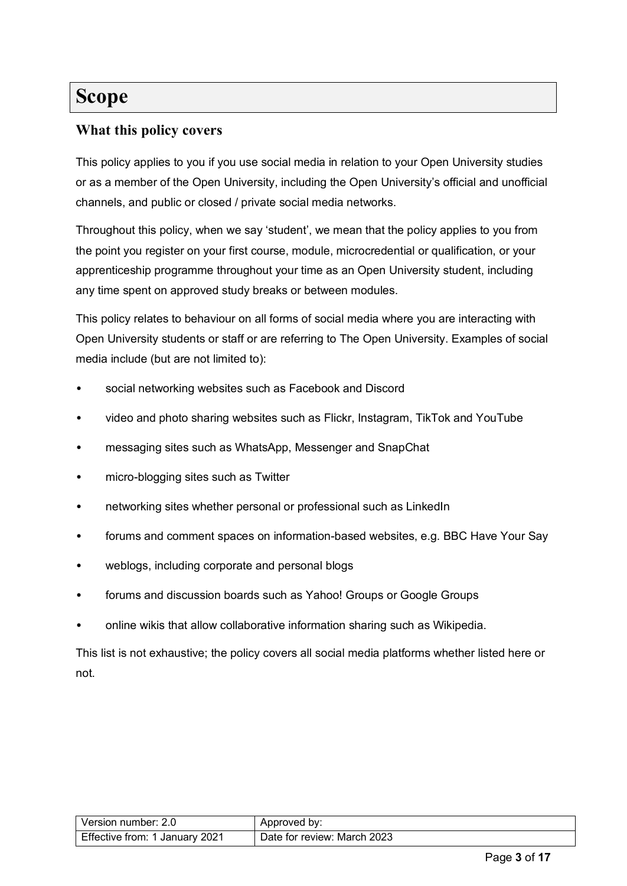# Scope

## What this policy covers

This policy applies to you if you use social media in relation to your Open University studies or as a member of the Open University, including the Open University's official and unofficial channels, and public or closed / private social media networks.

Throughout this policy, when we say 'student', we mean that the policy applies to you from the point you register on your first course, module, microcredential or qualification, or your apprenticeship programme throughout your time as an Open University student, including any time spent on approved study breaks or between modules.

This policy relates to behaviour on all forms of social media where you are interacting with Open University students or staff or are referring to The Open University. Examples of social media include (but are not limited to):

- social networking websites such as Facebook and Discord
- video and photo sharing websites such as Flickr, Instagram, TikTok and YouTube
- messaging sites such as WhatsApp, Messenger and SnapChat
- micro-blogging sites such as Twitter
- networking sites whether personal or professional such as LinkedIn
- forums and comment spaces on information-based websites, e.g. BBC Have Your Say
- weblogs, including corporate and personal blogs
- forums and discussion boards such as Yahoo! Groups or Google Groups
- online wikis that allow collaborative information sharing such as Wikipedia.

This list is not exhaustive; the policy covers all social media platforms whether listed here or not.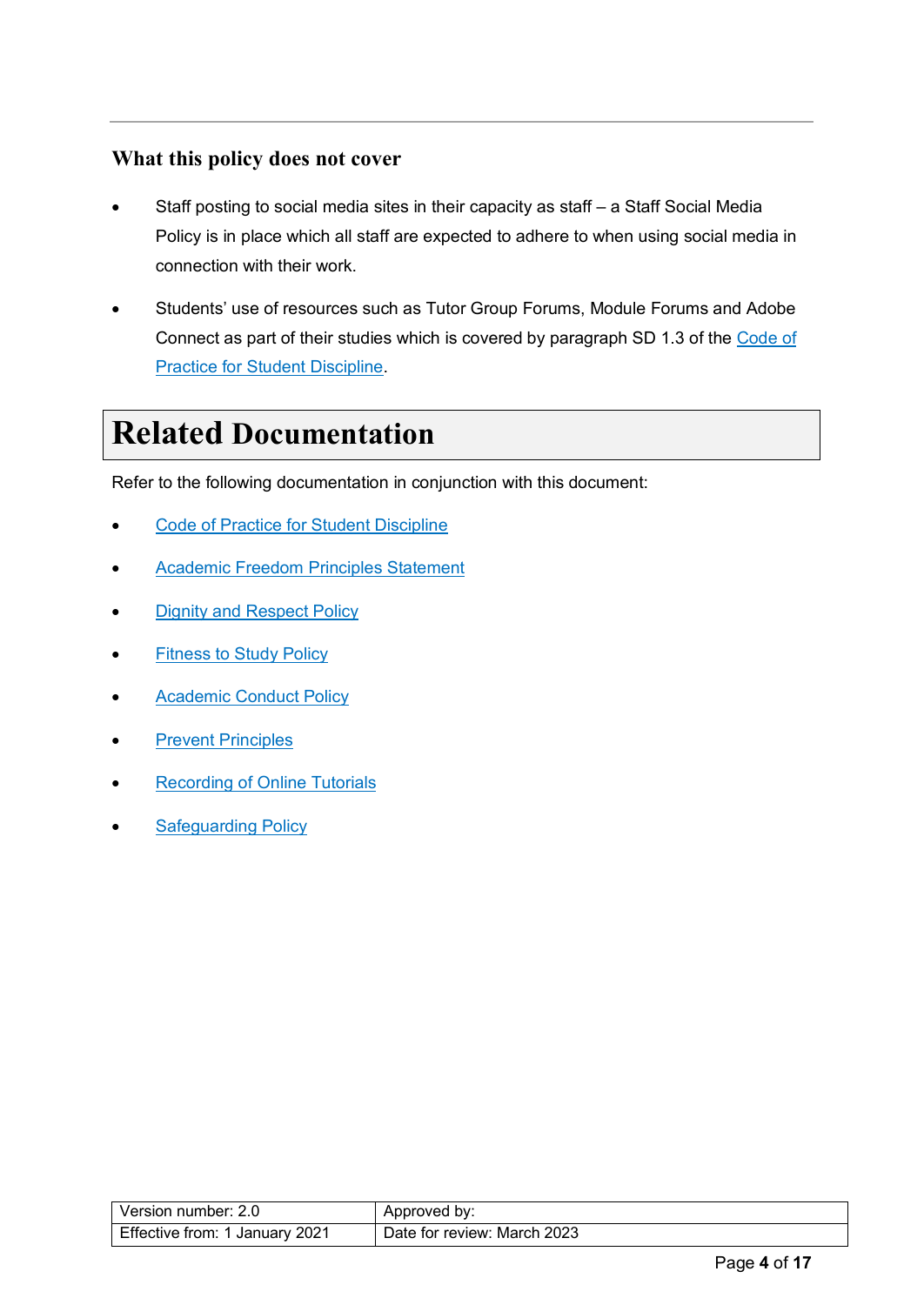### What this policy does not cover

- Staff posting to social media sites in their capacity as staff – a Staff Social Media Policy is in place which all staff are expected to adhere to when using social media in connection with their work.
- Students' use of resources such as Tutor Group Forums, Module Forums and Adobe Connect as part of their studies which is covered by paragraph SD 1.3 of the Code of Practice for Student Discipline.

# Related Documentation

Refer to the following documentation in conjunction with this document:

- Code of Practice for Student Discipline
- Academic Freedom Principles Statement
- Dignity and Respect Policy
- Fitness to Study Policy
- Academic Conduct Policy
- Prevent Principles
- Recording of Online Tutorials
- Safeguarding Policy

| Version number: 2.0 | Approved by: |
|---|---|
| Effective from: 1 January 2021 | Date for review: March 2023 |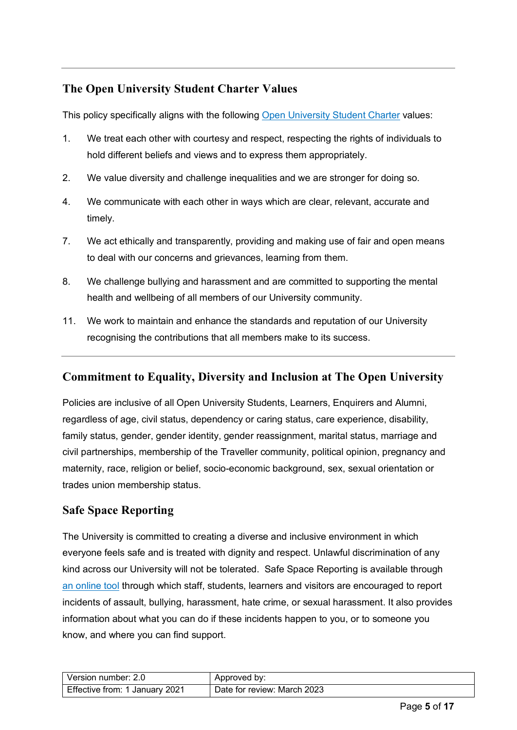## The Open University Student Charter Values

This policy specifically aligns with the following Open University Student Charter values:

1. We treat each other with courtesy and respect, respecting the rights of individuals to hold different beliefs and views and to express them appropriately.

2. We value diversity and challenge inequalities and we are stronger for doing so.

4. We communicate with each other in ways which are clear, relevant, accurate and timely.

7. We act ethically and transparently, providing and making use of fair and open means to deal with our concerns and grievances, learning from them.

8. We challenge bullying and harassment and are committed to supporting the mental health and wellbeing of all members of our University community.

11. We work to maintain and enhance the standards and reputation of our University recognising the contributions that all members make to its success.

## Commitment to Equality, Diversity and Inclusion at The Open University

Policies are inclusive of all Open University Students, Learners, Enquirers and Alumni, regardless of age, civil status, dependency or caring status, care experience, disability, family status, gender, gender identity, gender reassignment, marital status, marriage and civil partnerships, membership of the Traveller community, political opinion, pregnancy and maternity, race, religion or belief, socio-economic background, sex, sexual orientation or trades union membership status.

## Safe Space Reporting

The University is committed to creating a diverse and inclusive environment in which everyone feels safe and is treated with dignity and respect. Unlawful discrimination of any kind across our University will not be tolerated. Safe Space Reporting is available through an online tool through which staff, students, learners and visitors are encouraged to report incidents of assault, bullying, harassment, hate crime, or sexual harassment. It also provides information about what you can do if these incidents happen to you, or to someone you know, and where you can find support.

| Version number: 2.0 | Approved by: |
|---|---|
| Effective from: 1 January 2021 | Date for review: March 2023 |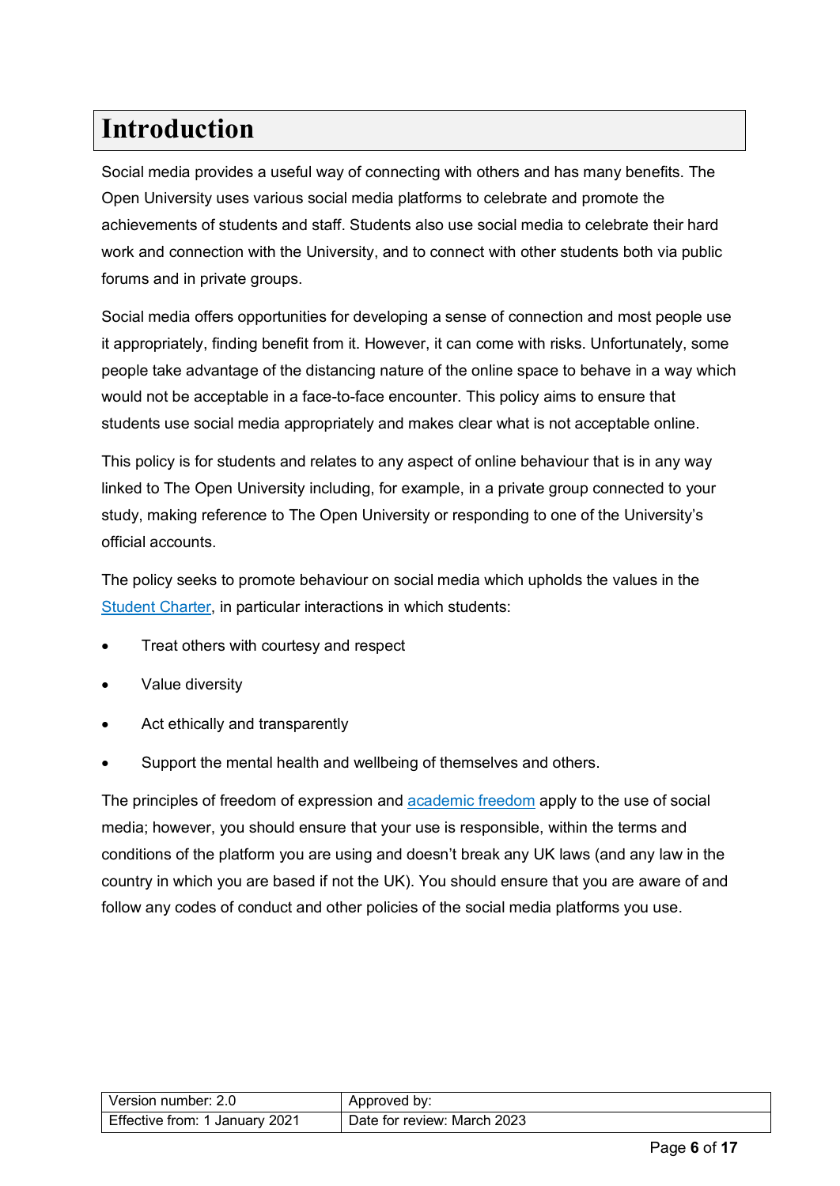# Introduction

Social media provides a useful way of connecting with others and has many benefits. The Open University uses various social media platforms to celebrate and promote the achievements of students and staff. Students also use social media to celebrate their hard work and connection with the University, and to connect with other students both via public forums and in private groups.

Social media offers opportunities for developing a sense of connection and most people use it appropriately, finding benefit from it. However, it can come with risks. Unfortunately, some people take advantage of the distancing nature of the online space to behave in a way which would not be acceptable in a face-to-face encounter. This policy aims to ensure that students use social media appropriately and makes clear what is not acceptable online.

This policy is for students and relates to any aspect of online behaviour that is in any way linked to The Open University including, for example, in a private group connected to your study, making reference to The Open University or responding to one of the University's official accounts.

The policy seeks to promote behaviour on social media which upholds the values in the Student Charter, in particular interactions in which students:

- Treat others with courtesy and respect
- Value diversity
- Act ethically and transparently
- Support the mental health and wellbeing of themselves and others.

The principles of freedom of expression and academic freedom apply to the use of social media; however, you should ensure that your use is responsible, within the terms and conditions of the platform you are using and doesn't break any UK laws (and any law in the country in which you are based if not the UK). You should ensure that you are aware of and follow any codes of conduct and other policies of the social media platforms you use.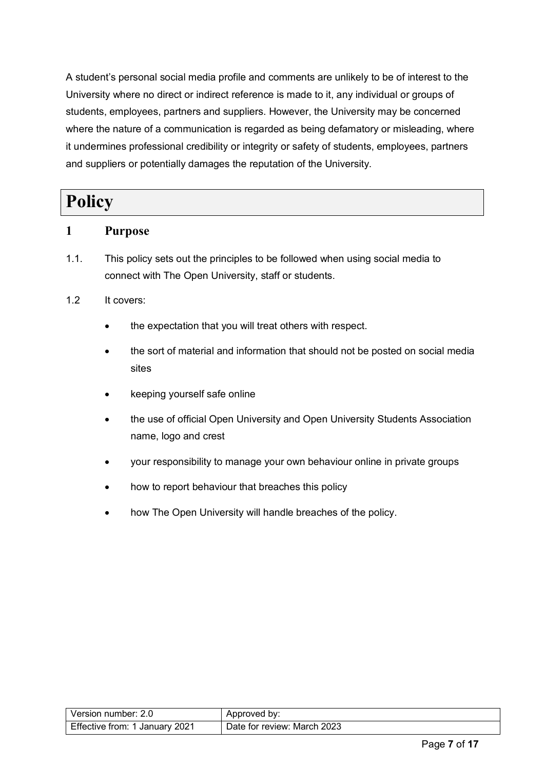A student's personal social media profile and comments are unlikely to be of interest to the University where no direct or indirect reference is made to it, any individual or groups of students, employees, partners and suppliers. However, the University may be concerned where the nature of a communication is regarded as being defamatory or misleading, where it undermines professional credibility or integrity or safety of students, employees, partners and suppliers or potentially damages the reputation of the University.

# Policy

## 1 Purpose

1.1. This policy sets out the principles to be followed when using social media to connect with The Open University, staff or students.

1.2 It covers:

- the expectation that you will treat others with respect.
- the sort of material and information that should not be posted on social media sites
- keeping yourself safe online
- the use of official Open University and Open University Students Association name, logo and crest
- your responsibility to manage your own behaviour online in private groups
- how to report behaviour that breaches this policy
- how The Open University will handle breaches of the policy.

| Version number: 2.0 | Approved by: |
| --- | --- |
| Effective from: 1 January 2021 | Date for review: March 2023 |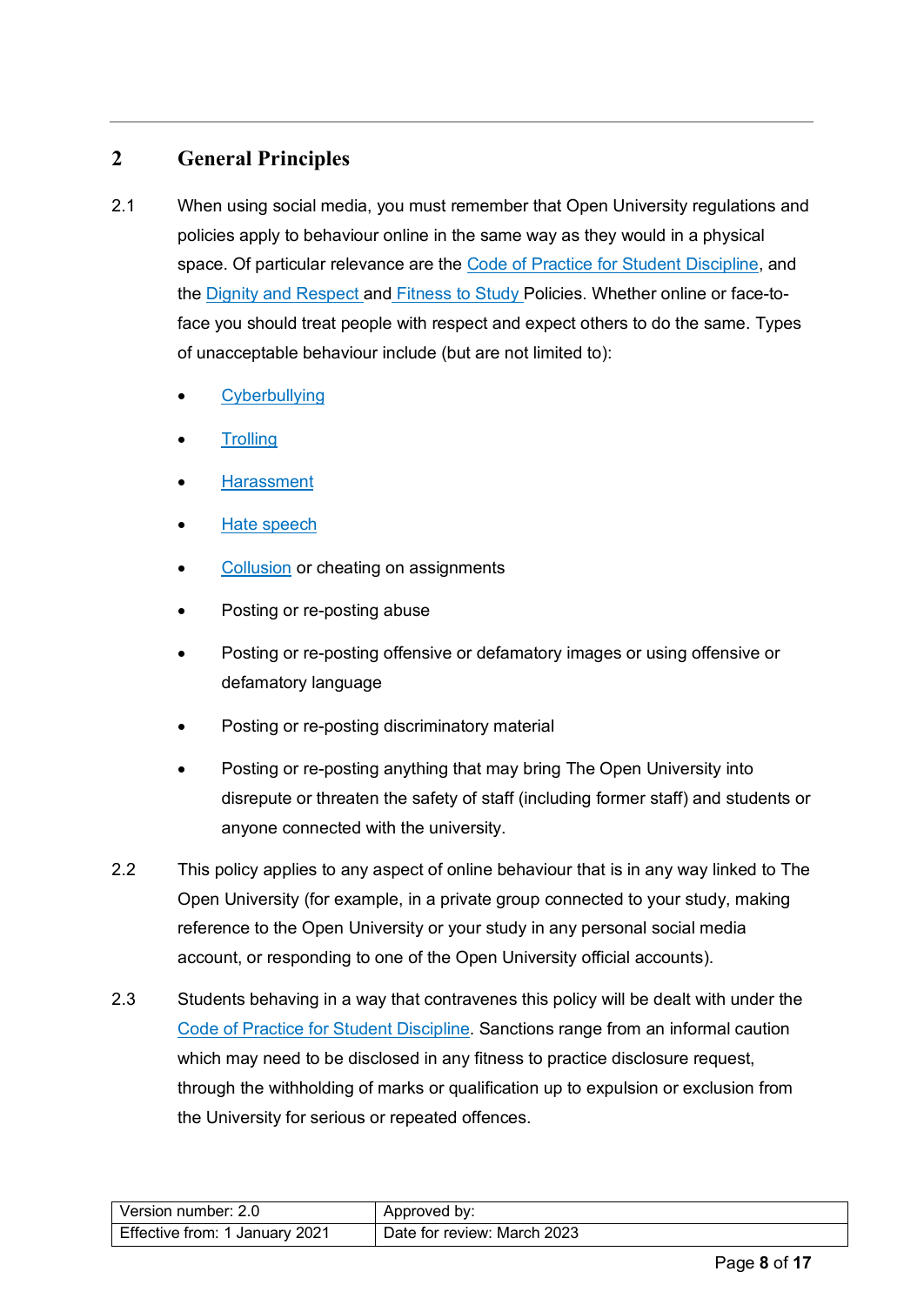## 2 General Principles

2.1 When using social media, you must remember that Open University regulations and policies apply to behaviour online in the same way as they would in a physical space. Of particular relevance are the Code of Practice for Student Discipline, and the Dignity and Respect and Fitness to Study Policies. Whether online or face-to-face you should treat people with respect and expect others to do the same. Types of unacceptable behaviour include (but are not limited to):

- Cyberbullying
- Trolling
- Harassment
- Hate speech
- Collusion or cheating on assignments
- Posting or re-posting abuse
- Posting or re-posting offensive or defamatory images or using offensive or defamatory language
- Posting or re-posting discriminatory material
- Posting or re-posting anything that may bring The Open University into disrepute or threaten the safety of staff (including former staff) and students or anyone connected with the university.

2.2 This policy applies to any aspect of online behaviour that is in any way linked to The Open University (for example, in a private group connected to your study, making reference to the Open University or your study in any personal social media account, or responding to one of the Open University official accounts).

2.3 Students behaving in a way that contravenes this policy will be dealt with under the Code of Practice for Student Discipline. Sanctions range from an informal caution which may need to be disclosed in any fitness to practice disclosure request, through the withholding of marks or qualification up to expulsion or exclusion from the University for serious or repeated offences.

| Version number: 2.0 | Approved by: |
| --- | --- |
| Effective from: 1 January 2021 | Date for review: March 2023 |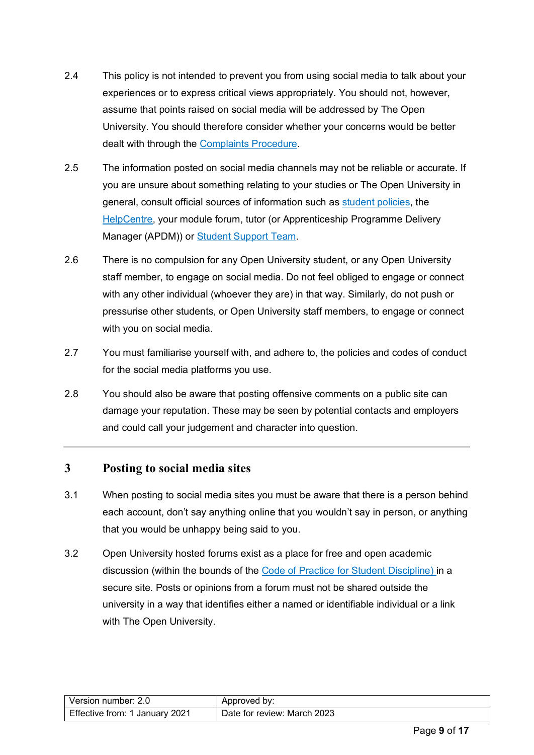2.4 This policy is not intended to prevent you from using social media to talk about your experiences or to express critical views appropriately. You should not, however, assume that points raised on social media will be addressed by The Open University. You should therefore consider whether your concerns would be better dealt with through the Complaints Procedure.

2.5 The information posted on social media channels may not be reliable or accurate. If you are unsure about something relating to your studies or The Open University in general, consult official sources of information such as student policies, the HelpCentre, your module forum, tutor (or Apprenticeship Programme Delivery Manager (APDM)) or Student Support Team.

2.6 There is no compulsion for any Open University student, or any Open University staff member, to engage on social media. Do not feel obliged to engage or connect with any other individual (whoever they are) in that way. Similarly, do not push or pressurise other students, or Open University staff members, to engage or connect with you on social media.

2.7 You must familiarise yourself with, and adhere to, the policies and codes of conduct for the social media platforms you use.

2.8 You should also be aware that posting offensive comments on a public site can damage your reputation. These may be seen by potential contacts and employers and could call your judgement and character into question.

---

## 3 Posting to social media sites

3.1 When posting to social media sites you must be aware that there is a person behind each account, don't say anything online that you wouldn't say in person, or anything that you would be unhappy being said to you.

3.2 Open University hosted forums exist as a place for free and open academic discussion (within the bounds of the Code of Practice for Student Discipline) in a secure site. Posts or opinions from a forum must not be shared outside the university in a way that identifies either a named or identifiable individual or a link with The Open University.

| Version number: 2.0 | Approved by: |
|---|---|
| Effective from: 1 January 2021 | Date for review: March 2023 |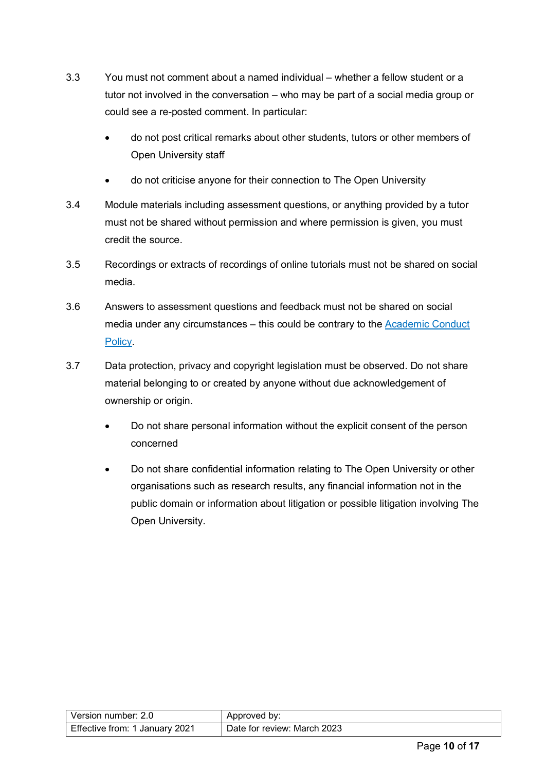3.3 You must not comment about a named individual – whether a fellow student or a tutor not involved in the conversation – who may be part of a social media group or could see a re-posted comment. In particular:

- do not post critical remarks about other students, tutors or other members of Open University staff
- do not criticise anyone for their connection to The Open University

3.4 Module materials including assessment questions, or anything provided by a tutor must not be shared without permission and where permission is given, you must credit the source.

3.5 Recordings or extracts of recordings of online tutorials must not be shared on social media.

3.6 Answers to assessment questions and feedback must not be shared on social media under any circumstances – this could be contrary to the Academic Conduct Policy.

3.7 Data protection, privacy and copyright legislation must be observed. Do not share material belonging to or created by anyone without due acknowledgement of ownership or origin.

- Do not share personal information without the explicit consent of the person concerned
- Do not share confidential information relating to The Open University or other organisations such as research results, any financial information not in the public domain or information about litigation or possible litigation involving The Open University.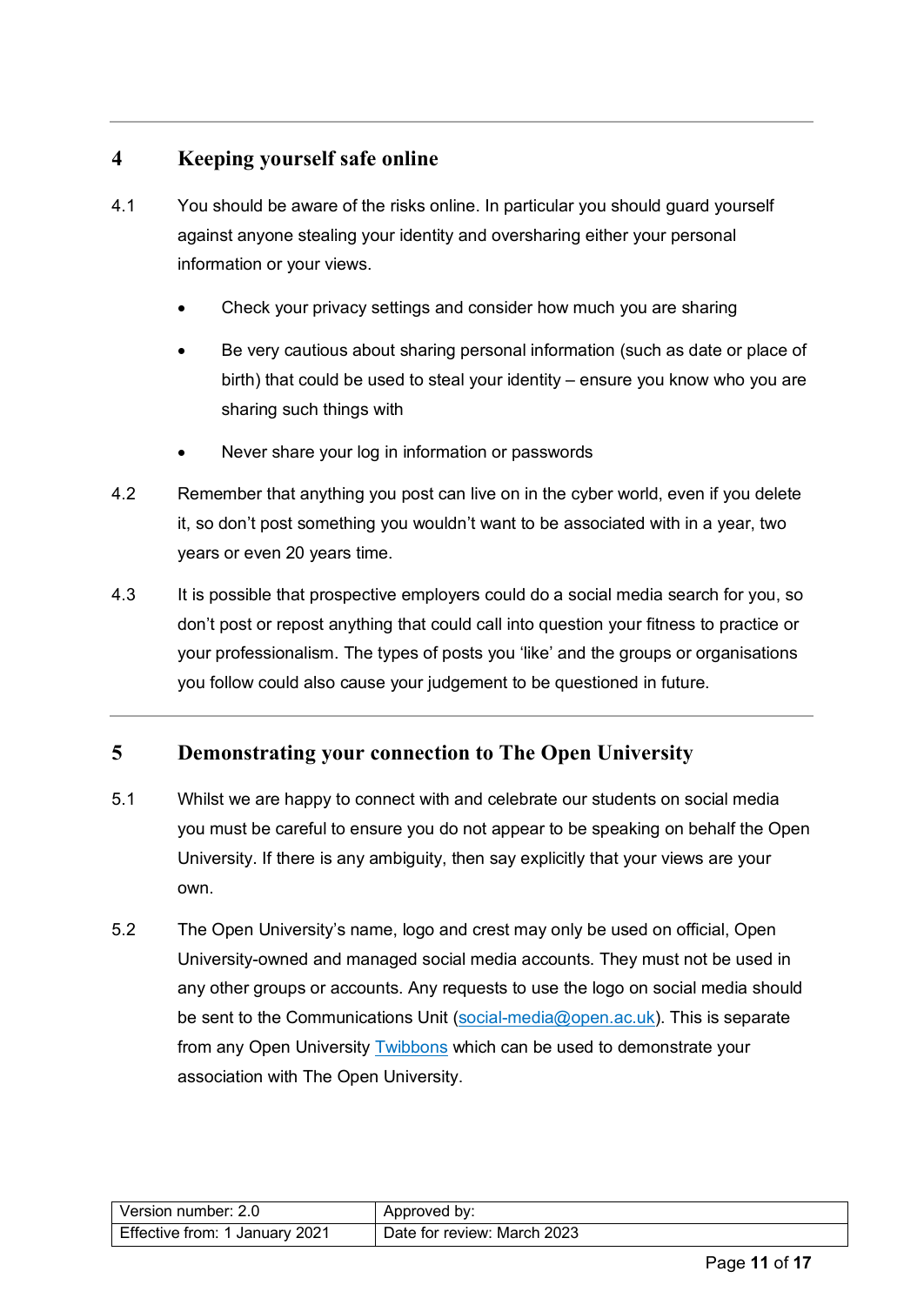## 4 Keeping yourself safe online

4.1 You should be aware of the risks online. In particular you should guard yourself against anyone stealing your identity and oversharing either your personal information or your views.

- Check your privacy settings and consider how much you are sharing
- Be very cautious about sharing personal information (such as date or place of birth) that could be used to steal your identity – ensure you know who you are sharing such things with
- Never share your log in information or passwords

4.2 Remember that anything you post can live on in the cyber world, even if you delete it, so don't post something you wouldn't want to be associated with in a year, two years or even 20 years time.

4.3 It is possible that prospective employers could do a social media search for you, so don't post or repost anything that could call into question your fitness to practice or your professionalism. The types of posts you 'like' and the groups or organisations you follow could also cause your judgement to be questioned in future.

## 5 Demonstrating your connection to The Open University

5.1 Whilst we are happy to connect with and celebrate our students on social media you must be careful to ensure you do not appear to be speaking on behalf the Open University. If there is any ambiguity, then say explicitly that your views are your own.

5.2 The Open University's name, logo and crest may only be used on official, Open University-owned and managed social media accounts. They must not be used in any other groups or accounts. Any requests to use the logo on social media should be sent to the Communications Unit (social-media@open.ac.uk). This is separate from any Open University Twibbons which can be used to demonstrate your association with The Open University.

| Version number: 2.0 | Approved by: |
|---|---|
| Effective from: 1 January 2021 | Date for review: March 2023 |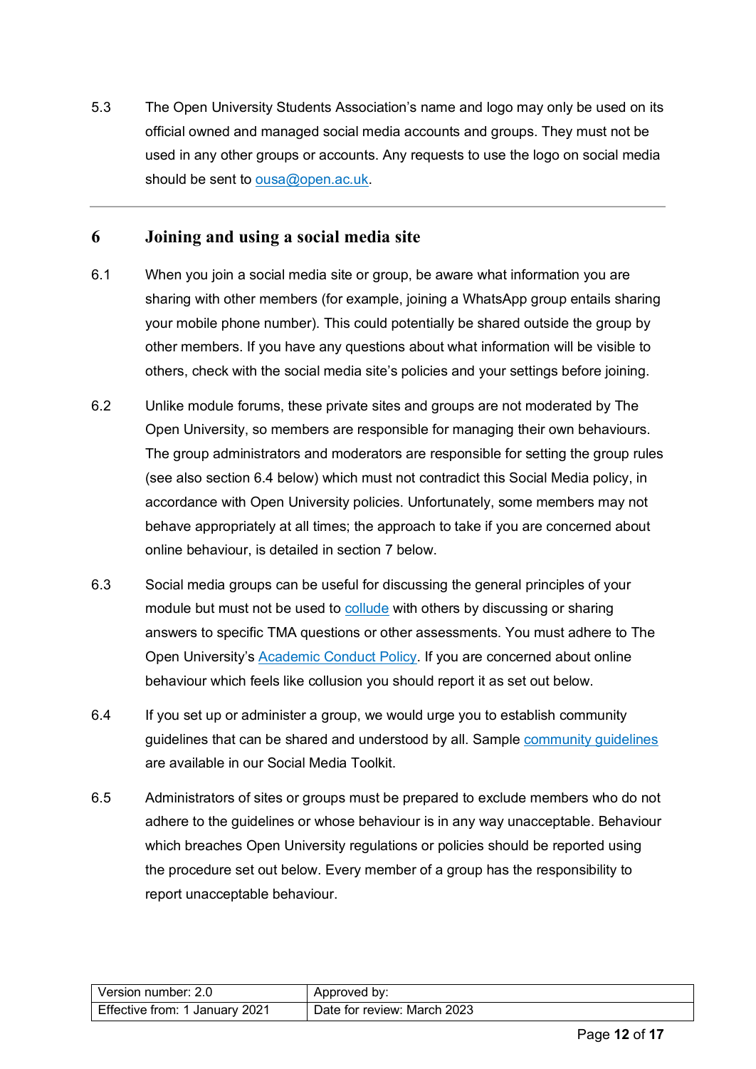5.3 The Open University Students Association's name and logo may only be used on its official owned and managed social media accounts and groups. They must not be used in any other groups or accounts. Any requests to use the logo on social media should be sent to [ousa@open.ac.uk](mailto:ousa@open.ac.uk).

---

## 6 Joining and using a social media site

6.1 When you join a social media site or group, be aware what information you are sharing with other members (for example, joining a WhatsApp group entails sharing your mobile phone number). This could potentially be shared outside the group by other members. If you have any questions about what information will be visible to others, check with the social media site's policies and your settings before joining.

6.2 Unlike module forums, these private sites and groups are not moderated by The Open University, so members are responsible for managing their own behaviours. The group administrators and moderators are responsible for setting the group rules (see also section 6.4 below) which must not contradict this Social Media policy, in accordance with Open University policies. Unfortunately, some members may not behave appropriately at all times; the approach to take if you are concerned about online behaviour, is detailed in section 7 below.

6.3 Social media groups can be useful for discussing the general principles of your module but must not be used to collude with others by discussing or sharing answers to specific TMA questions or other assessments. You must adhere to The Open University's Academic Conduct Policy. If you are concerned about online behaviour which feels like collusion you should report it as set out below.

6.4 If you set up or administer a group, we would urge you to establish community guidelines that can be shared and understood by all. Sample community guidelines are available in our Social Media Toolkit.

6.5 Administrators of sites or groups must be prepared to exclude members who do not adhere to the guidelines or whose behaviour is in any way unacceptable. Behaviour which breaches Open University regulations or policies should be reported using the procedure set out below. Every member of a group has the responsibility to report unacceptable behaviour.

| Version number: 2.0 | Approved by: |
|---|---|
| Effective from: 1 January 2021 | Date for review: March 2023 |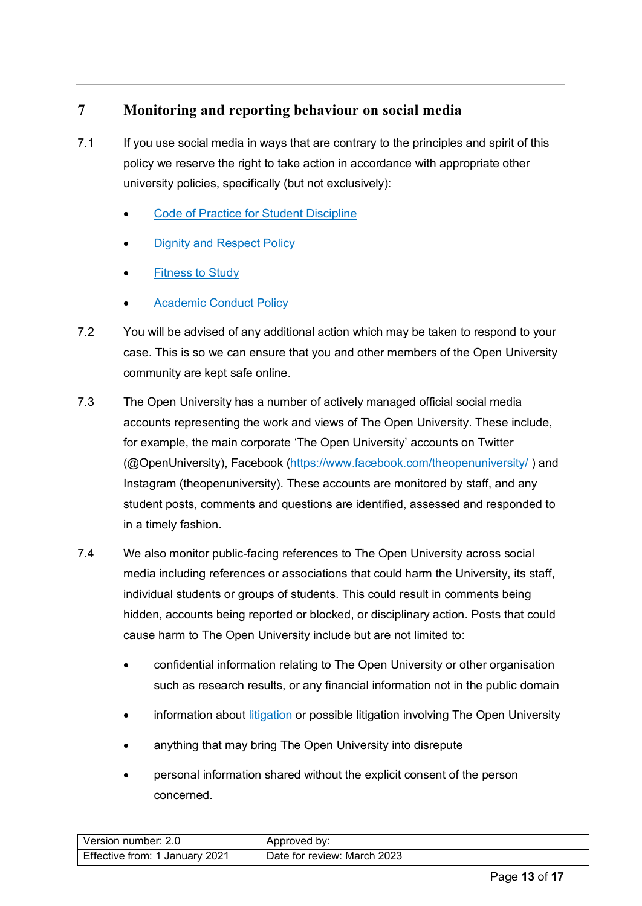## 7 Monitoring and reporting behaviour on social media

7.1 If you use social media in ways that are contrary to the principles and spirit of this policy we reserve the right to take action in accordance with appropriate other university policies, specifically (but not exclusively):

- Code of Practice for Student Discipline
- Dignity and Respect Policy
- Fitness to Study
- Academic Conduct Policy

7.2 You will be advised of any additional action which may be taken to respond to your case. This is so we can ensure that you and other members of the Open University community are kept safe online.

7.3 The Open University has a number of actively managed official social media accounts representing the work and views of The Open University. These include, for example, the main corporate 'The Open University' accounts on Twitter (@OpenUniversity), Facebook (https://www.facebook.com/theopenuniversity/ ) and Instagram (theopenuniversity). These accounts are monitored by staff, and any student posts, comments and questions are identified, assessed and responded to in a timely fashion.

7.4 We also monitor public-facing references to The Open University across social media including references or associations that could harm the University, its staff, individual students or groups of students. This could result in comments being hidden, accounts being reported or blocked, or disciplinary action. Posts that could cause harm to The Open University include but are not limited to:

- confidential information relating to The Open University or other organisation such as research results, or any financial information not in the public domain
- information about litigation or possible litigation involving The Open University
- anything that may bring The Open University into disrepute
- personal information shared without the explicit consent of the person concerned.

| Version number: 2.0 | Approved by: |
|---|---|
| Effective from: 1 January 2021 | Date for review: March 2023 |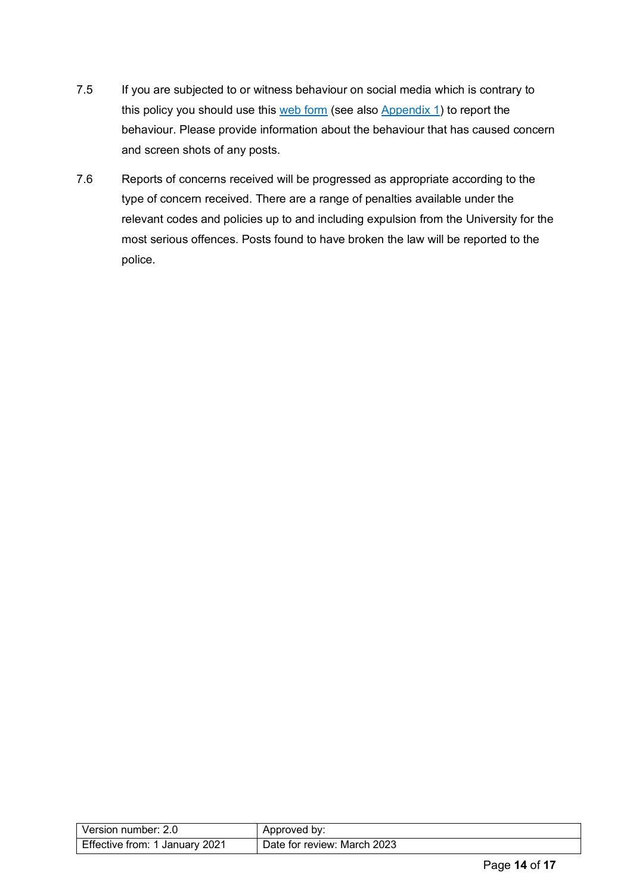7.5 If you are subjected to or witness behaviour on social media which is contrary to this policy you should use this web form (see also Appendix 1) to report the behaviour. Please provide information about the behaviour that has caused concern and screen shots of any posts.

7.6 Reports of concerns received will be progressed as appropriate according to the type of concern received. There are a range of penalties available under the relevant codes and policies up to and including expulsion from the University for the most serious offences. Posts found to have broken the law will be reported to the police.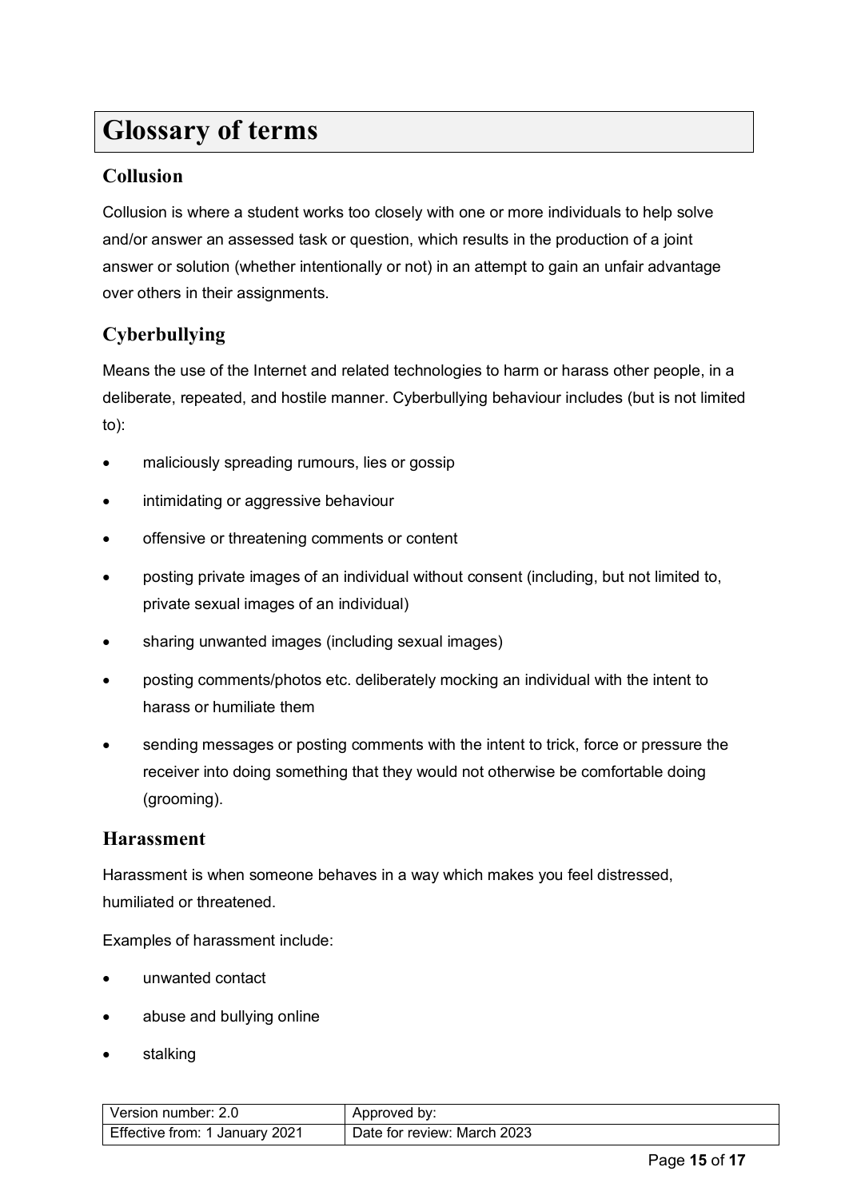# Glossary of terms

## Collusion

Collusion is where a student works too closely with one or more individuals to help solve and/or answer an assessed task or question, which results in the production of a joint answer or solution (whether intentionally or not) in an attempt to gain an unfair advantage over others in their assignments.

## Cyberbullying

Means the use of the Internet and related technologies to harm or harass other people, in a deliberate, repeated, and hostile manner. Cyberbullying behaviour includes (but is not limited to):

- maliciously spreading rumours, lies or gossip
- intimidating or aggressive behaviour
- offensive or threatening comments or content
- posting private images of an individual without consent (including, but not limited to, private sexual images of an individual)
- sharing unwanted images (including sexual images)
- posting comments/photos etc. deliberately mocking an individual with the intent to harass or humiliate them
- sending messages or posting comments with the intent to trick, force or pressure the receiver into doing something that they would not otherwise be comfortable doing (grooming).

## Harassment

Harassment is when someone behaves in a way which makes you feel distressed, humiliated or threatened.

Examples of harassment include:

- unwanted contact
- abuse and bullying online
- stalking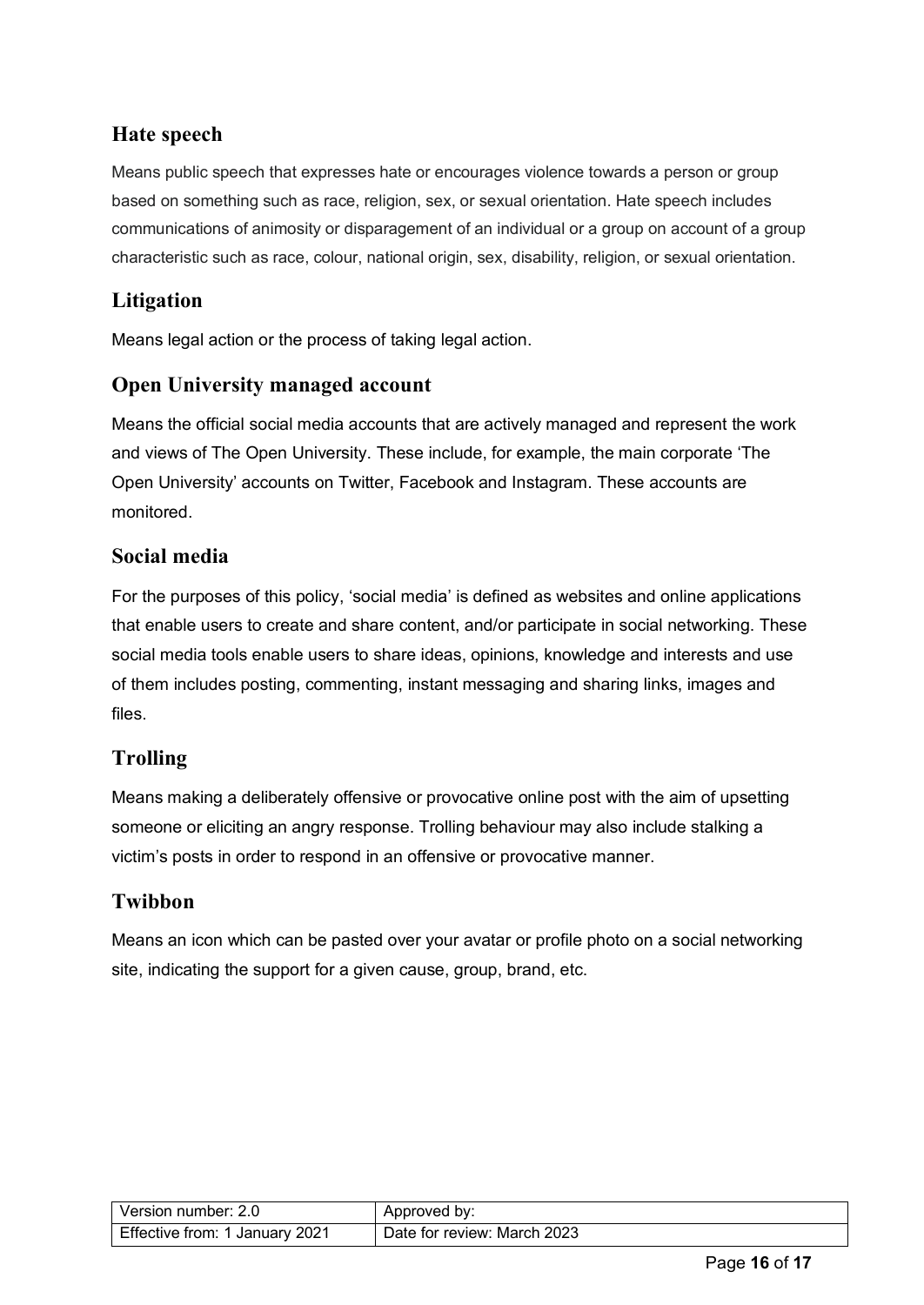## Hate speech

Means public speech that expresses hate or encourages violence towards a person or group based on something such as race, religion, sex, or sexual orientation. Hate speech includes communications of animosity or disparagement of an individual or a group on account of a group characteristic such as race, colour, national origin, sex, disability, religion, or sexual orientation.

## Litigation

Means legal action or the process of taking legal action.

## Open University managed account

Means the official social media accounts that are actively managed and represent the work and views of The Open University. These include, for example, the main corporate 'The Open University' accounts on Twitter, Facebook and Instagram. These accounts are monitored.

## Social media

For the purposes of this policy, 'social media' is defined as websites and online applications that enable users to create and share content, and/or participate in social networking. These social media tools enable users to share ideas, opinions, knowledge and interests and use of them includes posting, commenting, instant messaging and sharing links, images and files.

## Trolling

Means making a deliberately offensive or provocative online post with the aim of upsetting someone or eliciting an angry response. Trolling behaviour may also include stalking a victim's posts in order to respond in an offensive or provocative manner.

## Twibbon

Means an icon which can be pasted over your avatar or profile photo on a social networking site, indicating the support for a given cause, group, brand, etc.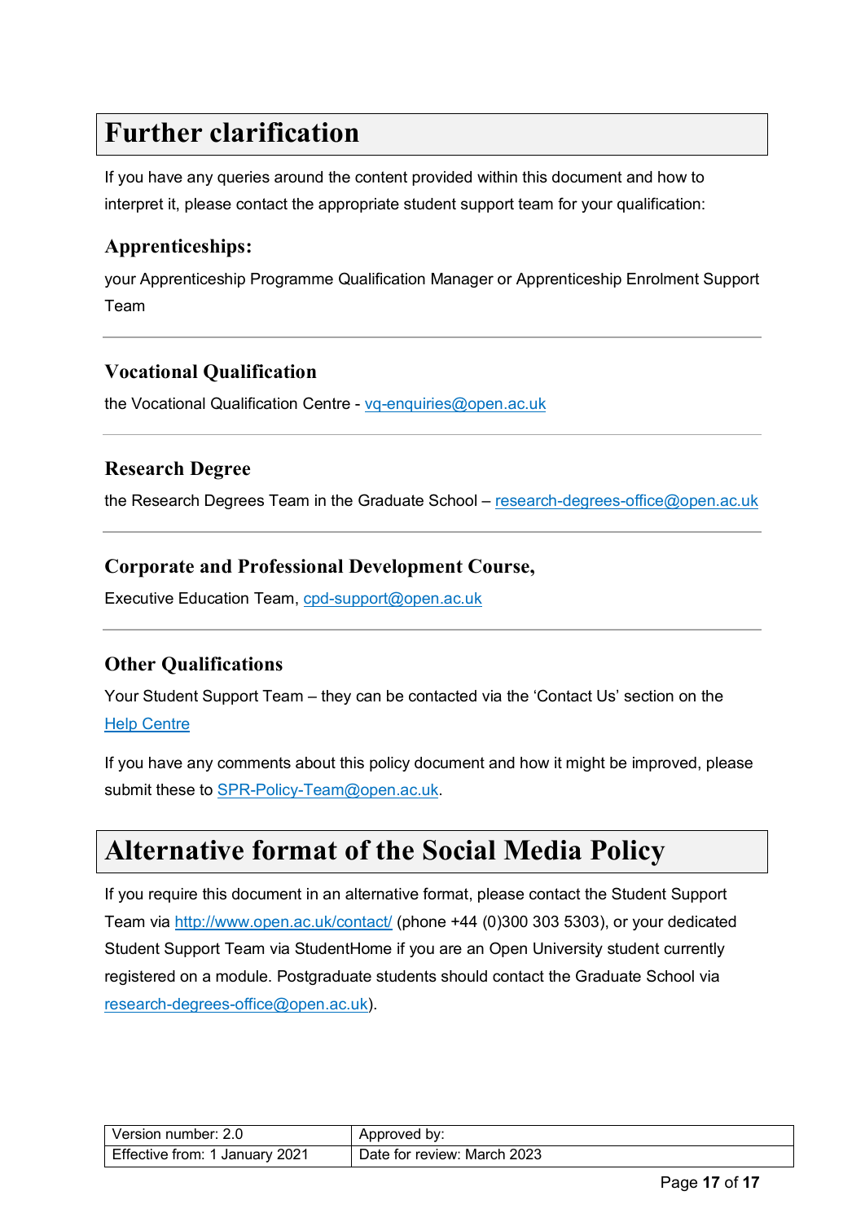# Further clarification

If you have any queries around the content provided within this document and how to interpret it, please contact the appropriate student support team for your qualification:

### Apprenticeships:

your Apprenticeship Programme Qualification Manager or Apprenticeship Enrolment Support Team

### Vocational Qualification

the Vocational Qualification Centre - vq-enquiries@open.ac.uk

### Research Degree

the Research Degrees Team in the Graduate School – research-degrees-office@open.ac.uk

### Corporate and Professional Development Course,

Executive Education Team, cpd-support@open.ac.uk

### Other Qualifications

Your Student Support Team – they can be contacted via the 'Contact Us' section on the Help Centre

If you have any comments about this policy document and how it might be improved, please submit these to SPR-Policy-Team@open.ac.uk.

# Alternative format of the Social Media Policy

If you require this document in an alternative format, please contact the Student Support Team via http://www.open.ac.uk/contact/ (phone +44 (0)300 303 5303), or your dedicated Student Support Team via StudentHome if you are an Open University student currently registered on a module. Postgraduate students should contact the Graduate School via research-degrees-office@open.ac.uk).

| | |
|---|---|
| Version number: 2.0 | Approved by: |
| Effective from: 1 January 2021 | Date for review: March 2023 |